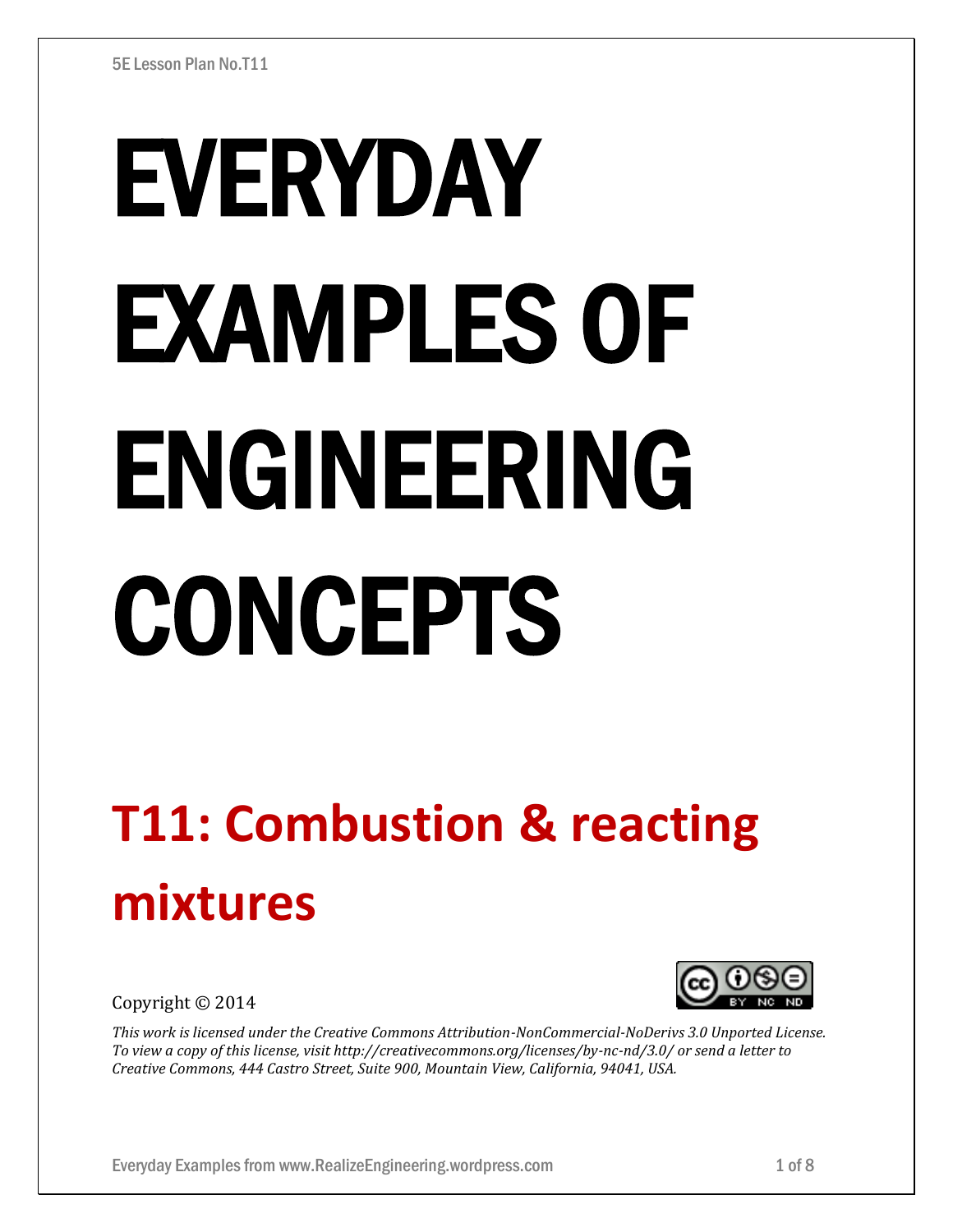# EVERYDAY EXAMPLES OF ENGINEERING CONCEPTS

## T11: Combustion & reacting mixtures

Copyright © 2014

*This work is licensed under the Creative Commons Attribution-NonCommercial-NoDerivs 3.0 Unported License. To view a copy of this license, visit http://creativecommons.org/licenses/by-nc-nd/3.0/ or send a letter to Creative Commons, 444 Castro Street, Suite 900, Mountain View, California, 94041, USA.*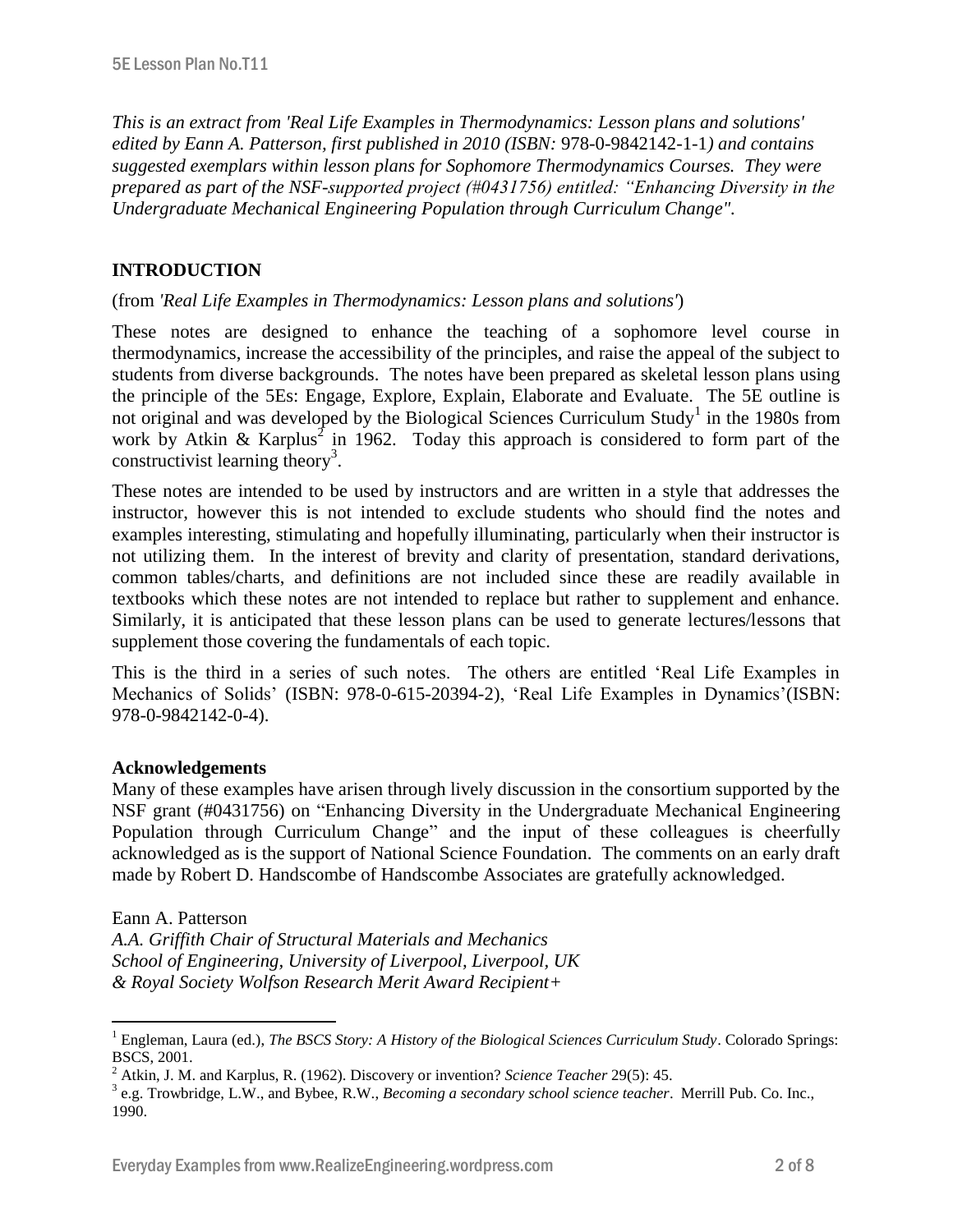*This is an extract from 'Real Life Examples in Thermodynamics: Lesson plans and solutions' edited by Eann A. Patterson, first published in 2010 (ISBN:* 978-0-9842142-1-1*) and contains suggested exemplars within lesson plans for Sophomore Thermodynamics Courses. They were prepared as part of the NSF-supported project (#0431756) entitled: "Enhancing Diversity in the Undergraduate Mechanical Engineering Population through Curriculum Change".*

## INTRODUCTION

(from *'Real Life Examples in Thermodynamics: Lesson plans and solutions'*)

These notes are designed to enhance the teaching of a sophomore level course in thermodynamics, increase the accessibility of the principles, and raise the appeal of the subject to students from diverse backgrounds. The notes have been prepared as skeletal lesson plans using the principle of the 5Es: Engage, Explore, Explain, Elaborate and Evaluate. The 5E outline is not original and was developed by the Biological Sciences Curriculum Study[1] in the 1980s from work by Atkin & Karplus[2] in 1962. Today this approach is considered to form part of the constructivist learning theory[3].

These notes are intended to be used by instructors and are written in a style that addresses the instructor, however this is not intended to exclude students who should find the notes and examples interesting, stimulating and hopefully illuminating, particularly when their instructor is not utilizing them. In the interest of brevity and clarity of presentation, standard derivations, common tables/charts, and definitions are not included since these are readily available in textbooks which these notes are not intended to replace but rather to supplement and enhance. Similarly, it is anticipated that these lesson plans can be used to generate lectures/lessons that supplement those covering the fundamentals of each topic.

This is the third in a series of such notes. The others are entitled 'Real Life Examples in Mechanics of Solids' (ISBN: 978-0-615-20394-2), 'Real Life Examples in Dynamics'(ISBN: 978-0-9842142-0-4).

**Acknowledgements**

Many of these examples have arisen through lively discussion in the consortium supported by the NSF grant (#0431756) on "Enhancing Diversity in the Undergraduate Mechanical Engineering Population through Curriculum Change" and the input of these colleagues is cheerfully acknowledged as is the support of National Science Foundation. The comments on an early draft made by Robert D. Handscombe of Handscombe Associates are gratefully acknowledged.

Eann A. Patterson
*A.A. Griffith Chair of Structural Materials and Mechanics*
*School of Engineering, University of Liverpool, Liverpool, UK*
*& Royal Society Wolfson Research Merit Award Recipient+*

---

[1] Engleman, Laura (ed.), *The BSCS Story: A History of the Biological Sciences Curriculum Study*. Colorado Springs: BSCS, 2001.

[2] Atkin, J. M. and Karplus, R. (1962). Discovery or invention? *Science Teacher* 29(5): 45.

[3] e.g. Trowbridge, L.W., and Bybee, R.W., *Becoming a secondary school science teacher*. Merrill Pub. Co. Inc., 1990.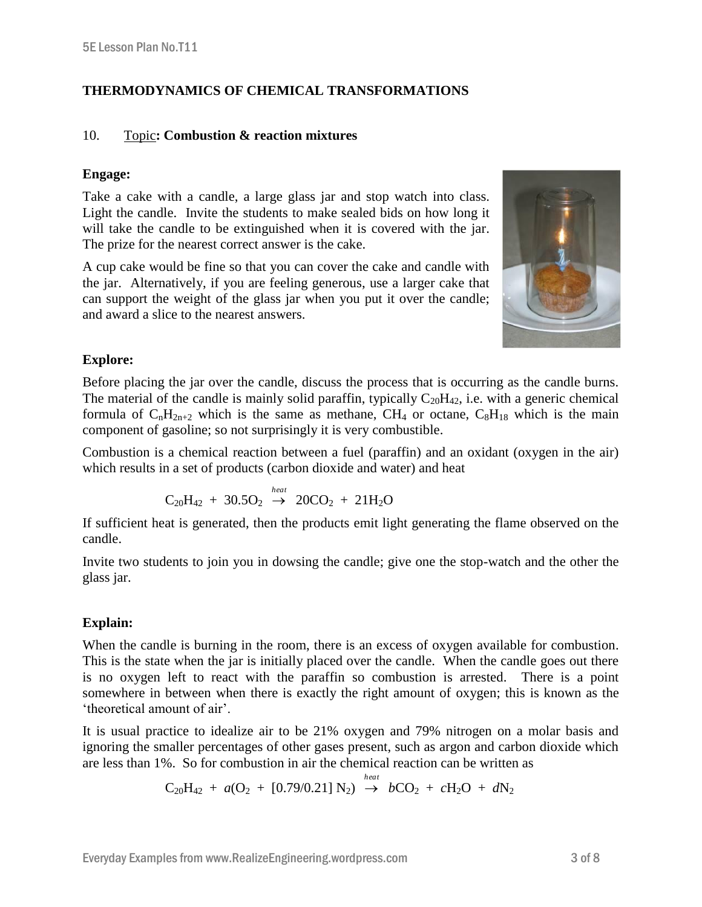# THERMODYNAMICS OF CHEMICAL TRANSFORMATIONS

10. Topic: **Combustion & reaction mixtures**

**Engage:**

Take a cake with a candle, a large glass jar and stop watch into class. Light the candle. Invite the students to make sealed bids on how long it will take the candle to be extinguished when it is covered with the jar. The prize for the nearest correct answer is the cake.

A cup cake would be fine so that you can cover the cake and candle with the jar. Alternatively, if you are feeling generous, use a larger cake that can support the weight of the glass jar when you put it over the candle; and award a slice to the nearest answers.

**Explore:**

Before placing the jar over the candle, discuss the process that is occurring as the candle burns. The material of the candle is mainly solid paraffin, typically $C_{20}H_{42}$, i.e. with a generic chemical formula of $C_nH_{2n+2}$ which is the same as methane, $CH_4$ or octane, $C_8H_{18}$ which is the main component of gasoline; so not surprisingly it is very combustible.

Combustion is a chemical reaction between a fuel (paraffin) and an oxidant (oxygen in the air) which results in a set of products (carbon dioxide and water) and heat

$$C_{20}H_{42} + 30.5O_2 \xrightarrow{heat} 20CO_2 + 21H_2O$$

If sufficient heat is generated, then the products emit light generating the flame observed on the candle.

Invite two students to join you in dowsing the candle; give one the stop-watch and the other the glass jar.

**Explain:**

When the candle is burning in the room, there is an excess of oxygen available for combustion. This is the state when the jar is initially placed over the candle. When the candle goes out there is no oxygen left to react with the paraffin so combustion is arrested. There is a point somewhere in between when there is exactly the right amount of oxygen; this is known as the 'theoretical amount of air'.

It is usual practice to idealize air to be 21% oxygen and 79% nitrogen on a molar basis and ignoring the smaller percentages of other gases present, such as argon and carbon dioxide which are less than 1%. So for combustion in air the chemical reaction can be written as

$$C_{20}H_{42} + a(O_2 + [0.79/0.21]\, N_2) \xrightarrow{heat} bCO_2 + cH_2O + dN_2$$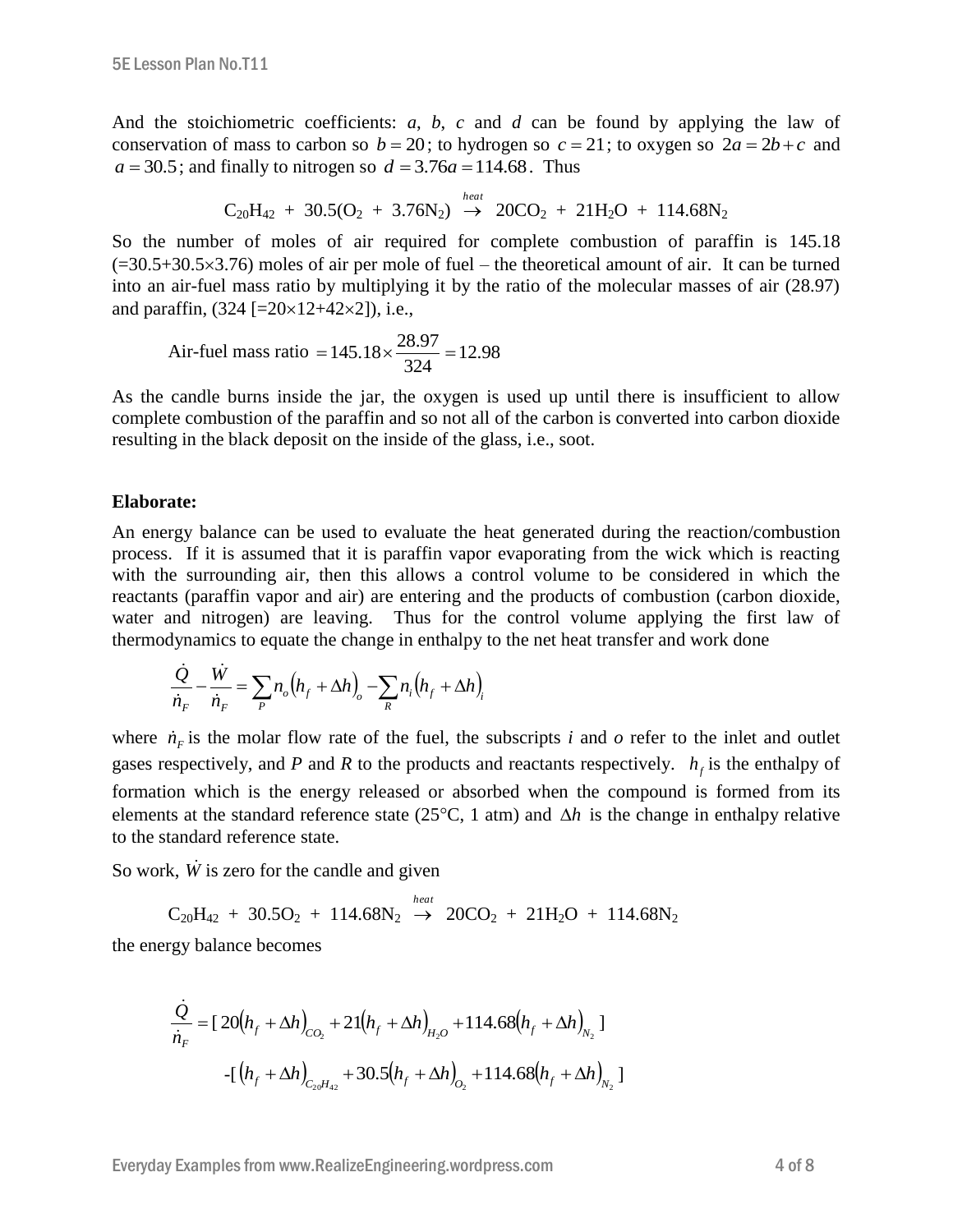And the stoichiometric coefficients: *a*, *b*, *c* and *d* can be found by applying the law of conservation of mass to carbon so $b = 20$; to hydrogen so $c = 21$; to oxygen so $2a = 2b + c$ and $a = 30.5$; and finally to nitrogen so $d = 3.76a = 114.68$. Thus

$$C_{20}H_{42} + 30.5(O_2 + 3.76N_2) \xrightarrow{heat} 20CO_2 + 21H_2O + 114.68N_2$$

So the number of moles of air required for complete combustion of paraffin is 145.18 (=30.5+30.5×3.76) moles of air per mole of fuel – the theoretical amount of air. It can be turned into an air-fuel mass ratio by multiplying it by the ratio of the molecular masses of air (28.97) and paraffin, (324 [=20×12+42×2]), i.e.,

$$\text{Air-fuel mass ratio} = 145.18 \times \frac{28.97}{324} = 12.98$$

As the candle burns inside the jar, the oxygen is used up until there is insufficient to allow complete combustion of the paraffin and so not all of the carbon is converted into carbon dioxide resulting in the black deposit on the inside of the glass, i.e., soot.

**Elaborate:**

An energy balance can be used to evaluate the heat generated during the reaction/combustion process. If it is assumed that it is paraffin vapor evaporating from the wick which is reacting with the surrounding air, then this allows a control volume to be considered in which the reactants (paraffin vapor and air) are entering and the products of combustion (carbon dioxide, water and nitrogen) are leaving. Thus for the control volume applying the first law of thermodynamics to equate the change in enthalpy to the net heat transfer and work done

$$\frac{\dot{Q}}{\dot{n}_F} - \frac{\dot{W}}{\dot{n}_F} = \sum_P n_o \left(h_f + \Delta h\right)_o - \sum_R n_i \left(h_f + \Delta h\right)_i$$

where $\dot{n}_F$ is the molar flow rate of the fuel, the subscripts *i* and *o* refer to the inlet and outlet gases respectively, and *P* and *R* to the products and reactants respectively. $h_f$ is the enthalpy of formation which is the energy released or absorbed when the compound is formed from its elements at the standard reference state (25°C, 1 atm) and $\Delta h$ is the change in enthalpy relative to the standard reference state.

So work, $\dot{W}$ is zero for the candle and given

$$C_{20}H_{42} + 30.5O_2 + 114.68N_2 \xrightarrow{heat} 20CO_2 + 21H_2O + 114.68N_2$$

the energy balance becomes

$$\frac{\dot{Q}}{\dot{n}_F} = [\, 20\left(h_f + \Delta h\right)_{CO_2} + 21\left(h_f + \Delta h\right)_{H_2O} + 114.68\left(h_f + \Delta h\right)_{N_2} \,]$$

$$-[\, \left(h_f + \Delta h\right)_{C_{20}H_{42}} + 30.5\left(h_f + \Delta h\right)_{O_2} + 114.68\left(h_f + \Delta h\right)_{N_2} \,]$$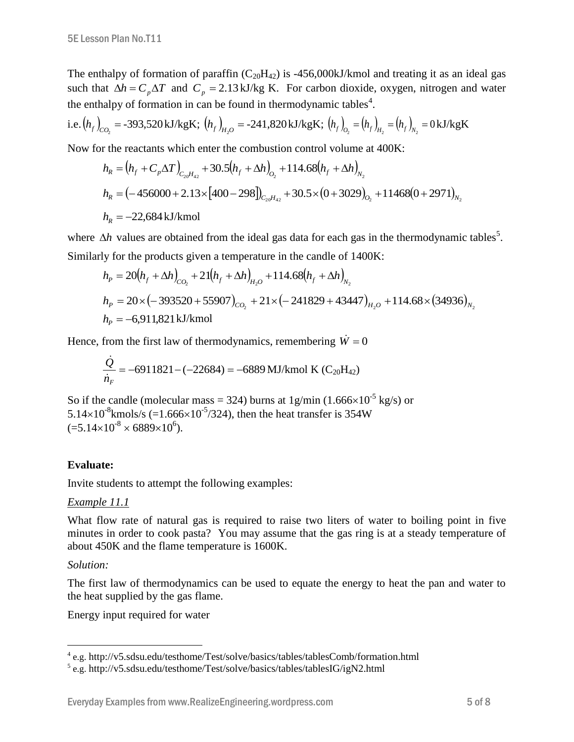The enthalpy of formation of paraffin ($C_{20}H_{42}$) is -456,000kJ/kmol and treating it as an ideal gas such that $\Delta h = C_p \Delta T$ and $C_p = 2.13\,\text{kJ/kg K}$. For carbon dioxide, oxygen, nitrogen and water the enthalpy of formation in can be found in thermodynamic tables[4].

i.e. $\left(h_f\right)_{CO_2} = \text{-393,520}\,\text{kJ/kgK}$; $\left(h_f\right)_{H_2O} = \text{-241,820}\,\text{kJ/kgK}$; $\left(h_f\right)_{O_2} = \left(h_f\right)_{H_2} = \left(h_f\right)_{N_2} = 0\,\text{kJ/kgK}$

Now for the reactants which enter the combustion control volume at 400K:

$$h_R = \left(h_f + C_p \Delta T\right)_{C_{20}H_{42}} + 30.5\left(h_f + \Delta h\right)_{O_2} + 114.68\left(h_f + \Delta h\right)_{N_2}$$

$$h_R = \left(-456000 + 2.13 \times [400 - 298]\right)_{C_{20}H_{42}} + 30.5 \times \left(0 + 3029\right)_{O_2} + 11468\left(0 + 2971\right)_{N_2}$$

$$h_R = -22{,}684\,\text{kJ/kmol}$$

where $\Delta h$ values are obtained from the ideal gas data for each gas in the thermodynamic tables[5].

Similarly for the products given a temperature in the candle of 1400K:

$$h_P = 20\left(h_f + \Delta h\right)_{CO_2} + 21\left(h_f + \Delta h\right)_{H_2O} + 114.68\left(h_f + \Delta h\right)_{N_2}$$

$$h_P = 20 \times \left(-393520 + 55907\right)_{CO_2} + 21 \times \left(-241829 + 43447\right)_{H_2O} + 114.68 \times \left(34936\right)_{N_2}$$

$$h_P = -6{,}911{,}821\,\text{kJ/kmol}$$

Hence, from the first law of thermodynamics, remembering $\dot{W} = 0$

$$\frac{\dot{Q}}{\dot{n}_F} = -6911821 - (-22684) = -6889\,\text{MJ/kmol K } (C_{20}H_{42})$$

So if the candle (molecular mass = 324) burns at 1g/min ($1.666 \times 10^{-5}$ kg/s) or $5.14 \times 10^{-8}$kmols/s ($= 1.666 \times 10^{-5}/324$), then the heat transfer is 354W ($= 5.14 \times 10^{-8} \times 6889 \times 10^{6}$).

**Evaluate:**

Invite students to attempt the following examples:

*Example 11.1*

What flow rate of natural gas is required to raise two liters of water to boiling point in five minutes in order to cook pasta? You may assume that the gas ring is at a steady temperature of about 450K and the flame temperature is 1600K.

*Solution:*

The first law of thermodynamics can be used to equate the energy to heat the pan and water to the heat supplied by the gas flame.

Energy input required for water

---

[4] e.g. http://v5.sdsu.edu/testhome/Test/solve/basics/tables/tablesComb/formation.html

[5] e.g. http://v5.sdsu.edu/testhome/Test/solve/basics/tables/tablesIG/igN2.html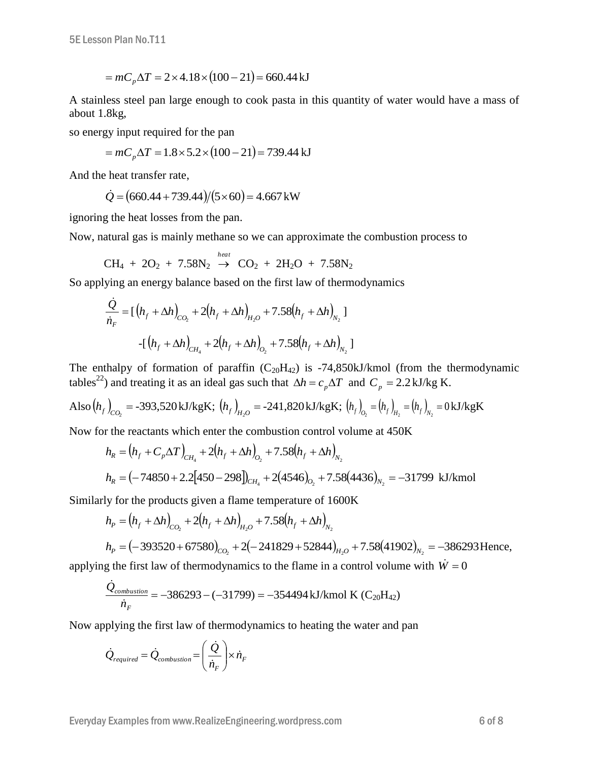$$= mC_p\Delta T = 2 \times 4.18 \times (100 - 21) = 660.44\,\text{kJ}$$

A stainless steel pan large enough to cook pasta in this quantity of water would have a mass of about 1.8kg,

so energy input required for the pan

$$= mC_p\Delta T = 1.8 \times 5.2 \times (100 - 21) = 739.44\,\text{kJ}$$

And the heat transfer rate,

$$\dot{Q} = (660.44 + 739.44)/(5 \times 60) = 4.667\,\text{kW}$$

ignoring the heat losses from the pan.

Now, natural gas is mainly methane so we can approximate the combustion process to

$$CH_4 \;+\; 2O_2 \;+\; 7.58N_2 \;\xrightarrow{heat}\; CO_2 \;+\; 2H_2O \;+\; 7.58N_2$$

So applying an energy balance based on the first law of thermodynamics

$$\frac{\dot{Q}}{\dot{n}_F} = [\,(h_f + \Delta h)_{CO_2} + 2(h_f + \Delta h)_{H_2O} + 7.58(h_f + \Delta h)_{N_2}\,]$$

$$-[\,(h_f + \Delta h)_{CH_4} + 2(h_f + \Delta h)_{O_2} + 7.58(h_f + \Delta h)_{N_2}\,]$$

The enthalpy of formation of paraffin ($C_{20}H_{42}$) is -74,850kJ/kmol (from the thermodynamic tables[22]) and treating it as an ideal gas such that $\Delta h = c_p \Delta T$ and $C_p = 2.2\,\text{kJ/kg K}$.

Also $(h_f)_{CO_2} = \text{-393,520}\,\text{kJ/kgK}$; $(h_f)_{H_2O} = \text{-241,820}\,\text{kJ/kgK}$; $(h_f)_{O_2} = (h_f)_{H_2} = (h_f)_{N_2} = 0\,\text{kJ/kgK}$

Now for the reactants which enter the combustion control volume at 450K

$$h_R = (h_f + C_p\Delta T)_{CH_4} + 2(h_f + \Delta h)_{O_2} + 7.58(h_f + \Delta h)_{N_2}$$

$$h_R = (-74850 + 2.2[450 - 298])_{CH_4} + 2(4546)_{O_2} + 7.58(4436)_{N_2} = -31799\;\text{kJ/kmol}$$

Similarly for the products given a flame temperature of 1600K

$$h_P = (h_f + \Delta h)_{CO_2} + 2(h_f + \Delta h)_{H_2O} + 7.58(h_f + \Delta h)_{N_2}$$

$$h_P = (-393520 + 67580)_{CO_2} + 2(-241829 + 52844)_{H_2O} + 7.58(41902)_{N_2} = -386293$$

Hence, applying the first law of thermodynamics to the flame in a control volume with $\dot{W} = 0$

$$\frac{\dot{Q}_{combustion}}{\dot{n}_F} = -386293 - (-31799) = -354494\,\text{kJ/kmol K}\;(C_{20}H_{42})$$

Now applying the first law of thermodynamics to heating the water and pan

$$\dot{Q}_{required} = \dot{Q}_{combustion} = \left(\frac{\dot{Q}}{\dot{n}_F}\right) \times \dot{n}_F$$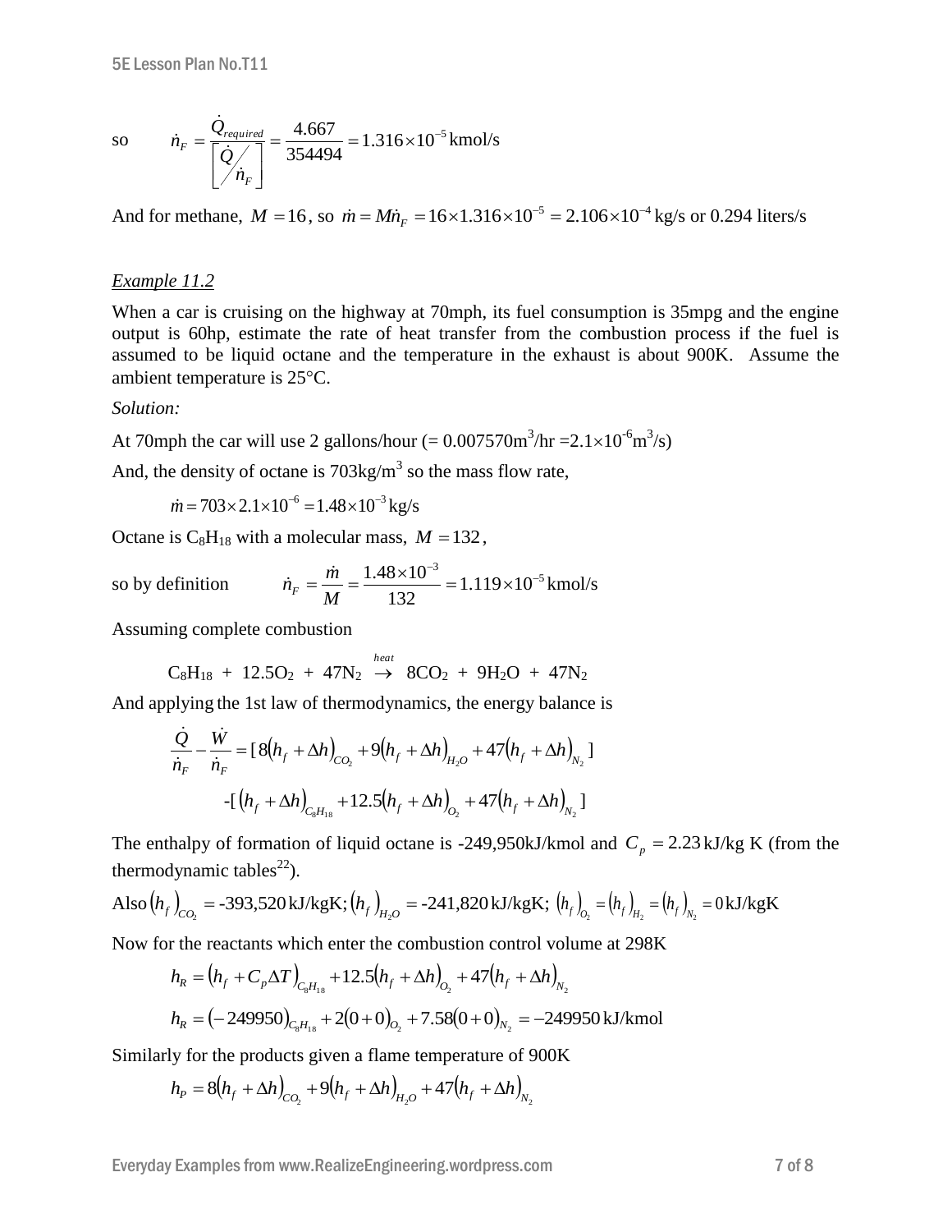so $$\dot{n}_F = \frac{\dot{Q}_{required}}{\left[\dot{Q}/\dot{n}_F\right]} = \frac{4.667}{354494} = 1.316\times10^{-5}\,\text{kmol/s}$$

And for methane, $M = 16$, so $\dot{m} = M\dot{n}_F = 16\times1.316\times10^{-5} = 2.106\times10^{-4}$ kg/s or 0.294 liters/s

*Example 11.2*

When a car is cruising on the highway at 70mph, its fuel consumption is 35mpg and the engine output is 60hp, estimate the rate of heat transfer from the combustion process if the fuel is assumed to be liquid octane and the temperature in the exhaust is about 900K. Assume the ambient temperature is 25°C.

*Solution:*

At 70mph the car will use 2 gallons/hour (= 0.007570m$^3$/hr =2.1×10$^{-6}$m$^3$/s)

And, the density of octane is 703kg/m$^3$ so the mass flow rate,

$$\dot{m} = 703\times2.1\times10^{-6} = 1.48\times10^{-3}\,\text{kg/s}$$

Octane is $C_8H_{18}$ with a molecular mass, $M = 132$,

so by definition $$\dot{n}_F = \frac{\dot{m}}{M} = \frac{1.48\times10^{-3}}{132} = 1.119\times10^{-5}\,\text{kmol/s}$$

Assuming complete combustion

$$C_8H_{18} + 12.5O_2 + 47N_2 \overset{heat}{\rightarrow} 8CO_2 + 9H_2O + 47N_2$$

And applying the 1st law of thermodynamics, the energy balance is

$$\frac{\dot{Q}}{\dot{n}_F} - \frac{\dot{W}}{\dot{n}_F} = [\,8(h_f + \Delta h)_{CO_2} + 9(h_f + \Delta h)_{H_2O} + 47(h_f + \Delta h)_{N_2}\,]$$
$$-[\,(h_f + \Delta h)_{C_8H_{18}} + 12.5(h_f + \Delta h)_{O_2} + 47(h_f + \Delta h)_{N_2}\,]$$

The enthalpy of formation of liquid octane is -249,950kJ/kmol and $C_p = 2.23$ kJ/kg K (from the thermodynamic tables[22]).

Also $(h_f)_{CO_2}$ = -393,520 kJ/kgK; $(h_f)_{H_2O}$ = -241,820 kJ/kgK; $(h_f)_{O_2} = (h_f)_{H_2} = (h_f)_{N_2} = 0$ kJ/kgK

Now for the reactants which enter the combustion control volume at 298K

$$h_R = (h_f + C_p\Delta T)_{C_8H_{18}} + 12.5(h_f + \Delta h)_{O_2} + 47(h_f + \Delta h)_{N_2}$$

$$h_R = (-249950)_{C_8H_{18}} + 2(0+0)_{O_2} + 7.58(0+0)_{N_2} = -249950\,\text{kJ/kmol}$$

Similarly for the products given a flame temperature of 900K

$$h_P = 8(h_f + \Delta h)_{CO_2} + 9(h_f + \Delta h)_{H_2O} + 47(h_f + \Delta h)_{N_2}$$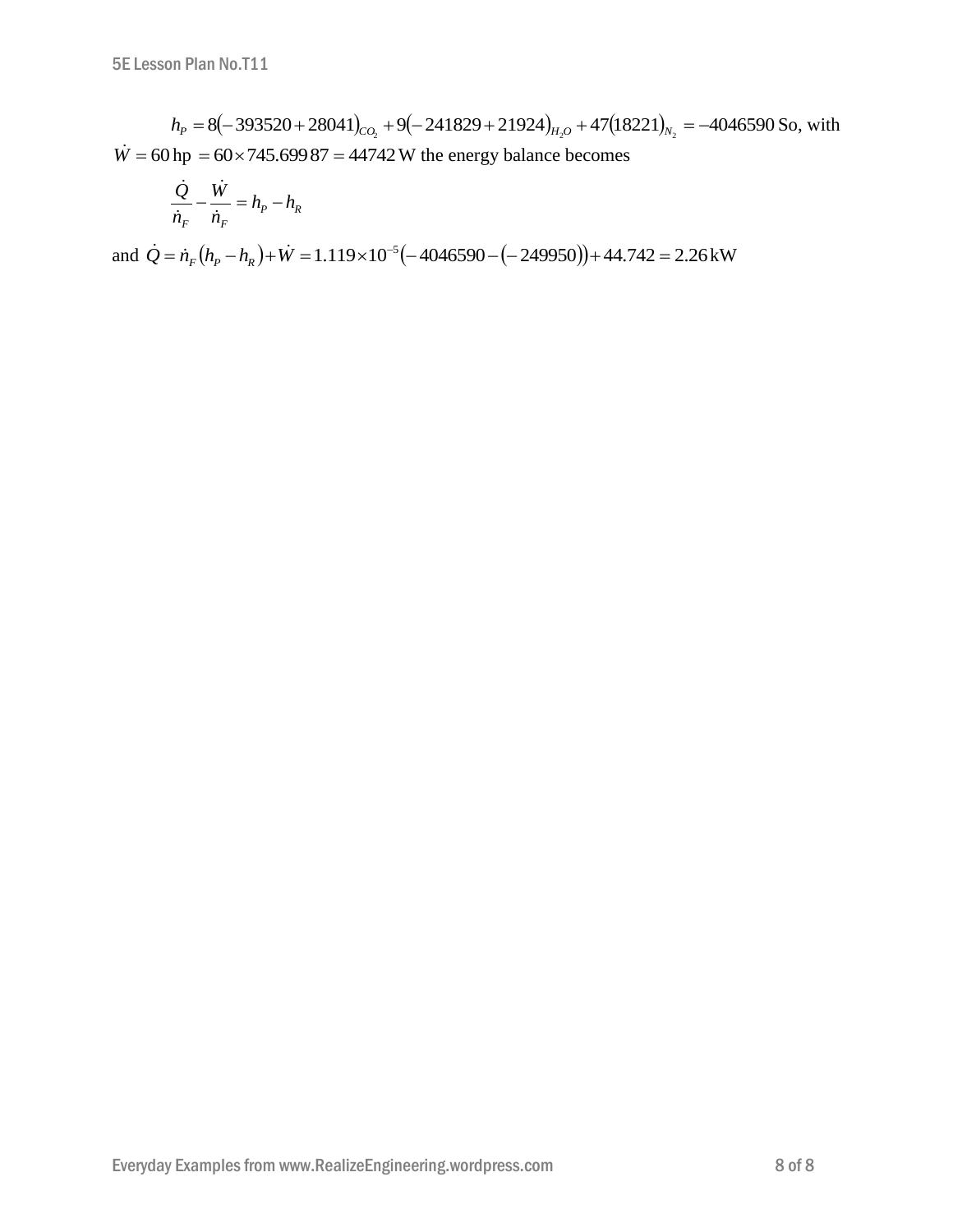$$h_P = 8(-393520 + 28041)_{CO_2} + 9(-241829 + 21924)_{H_2O} + 47(18221)_{N_2} = -4046590$$ So, with $\dot{W} = 60\,\text{hp} = 60 \times 745.699\,87 = 44742\,\text{W}$ the energy balance becomes

$$\frac{\dot{Q}}{\dot{n}_F} - \frac{\dot{W}}{\dot{n}_F} = h_P - h_R$$

and $\dot{Q} = \dot{n}_F\left(h_P - h_R\right) + \dot{W} = 1.119 \times 10^{-5}\left(-4046590 - (-249950)\right) + 44.742 = 2.26\,\text{kW}$